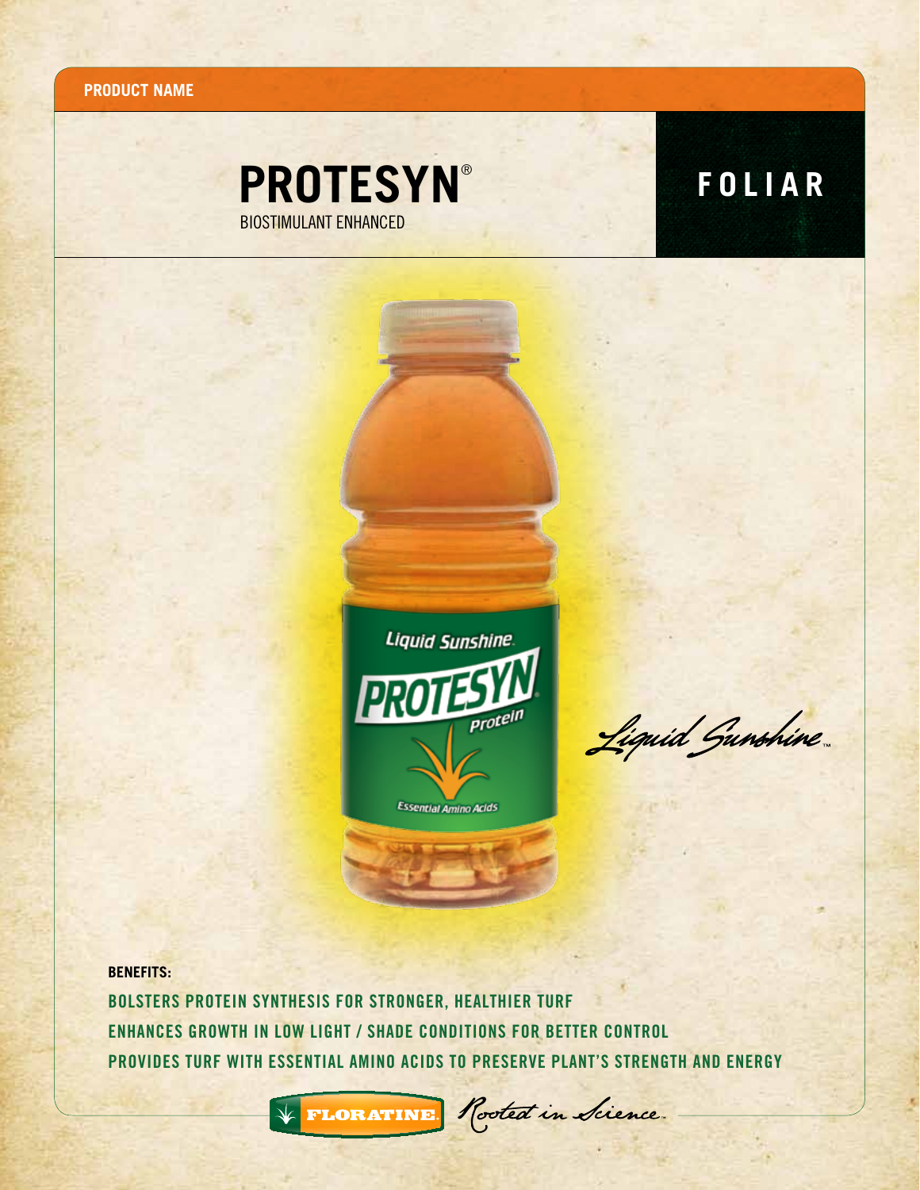**PRODUCT NAME**

# PROTESYN®

BIOSTIMULANT ENHANCED

## FOLIAR

*Liquid Sunshine*™

**BENEFITS:**

**BOLSTERS PROTEIN SYNTHESIS FOR STRONGER, HEALTHIER TURF**

**ENHANCES GROWTH IN LOW LIGHT / SHADE CONDITIONS FOR BETTER CONTROL**

**PROVIDES TURF WITH ESSENTIAL AMINO ACIDS TO PRESERVE PLANT'S STRENGTH AND ENERGY**

FLORATINE. *Rooted in Science.*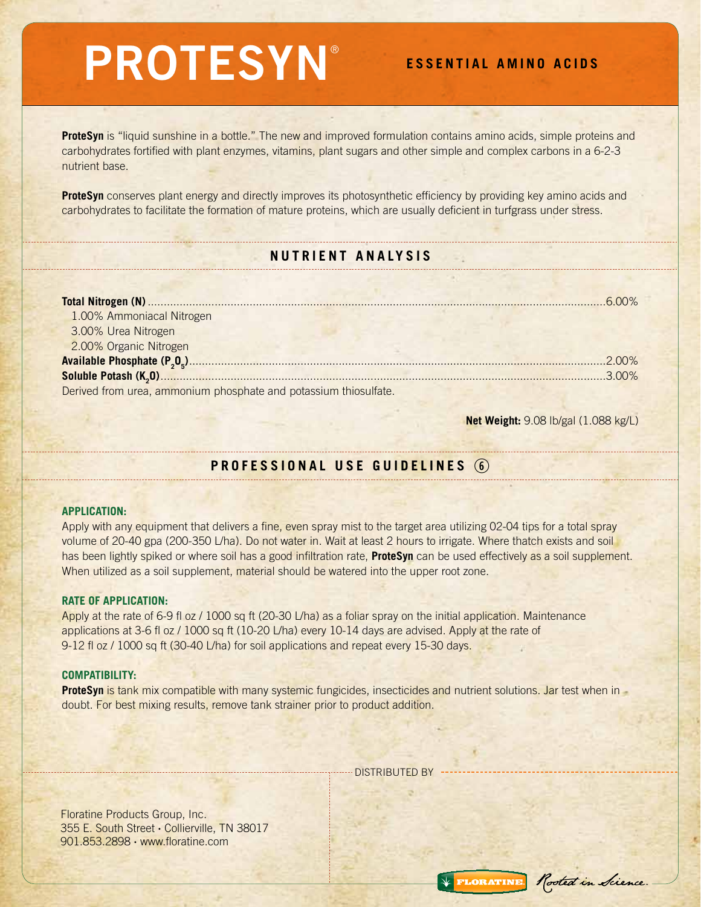# PROTESYN®

**ESSENTIAL AMINO ACIDS**

**ProteSyn** is "liquid sunshine in a bottle." The new and improved formulation contains amino acids, simple proteins and carbohydrates fortified with plant enzymes, vitamins, plant sugars and other simple and complex carbons in a 6-2-3 nutrient base.

**ProteSyn** conserves plant energy and directly improves its photosynthetic efficiency by providing key amino acids and carbohydrates to facilitate the formation of mature proteins, which are usually deficient in turfgrass under stress.

## NUTRIENT ANALYSIS

**Total Nitrogen (N)** ........ 6.00%
  1.00% Ammoniacal Nitrogen
  3.00% Urea Nitrogen
  2.00% Organic Nitrogen
**Available Phosphate ($P_2O_5$)** ........ 2.00%
**Soluble Potash ($K_2O$)** ........ 3.00%
Derived from urea, ammonium phosphate and potassium thiosulfate.

**Net Weight:** 9.08 lb/gal (1.088 kg/L)

## PROFESSIONAL USE GUIDELINES ⑥

### APPLICATION:

Apply with any equipment that delivers a fine, even spray mist to the target area utilizing 02-04 tips for a total spray volume of 20-40 gpa (200-350 L/ha). Do not water in. Wait at least 2 hours to irrigate. Where thatch exists and soil has been lightly spiked or where soil has a good infiltration rate, **ProteSyn** can be used effectively as a soil supplement. When utilized as a soil supplement, material should be watered into the upper root zone.

### RATE OF APPLICATION:

Apply at the rate of 6-9 fl oz / 1000 sq ft (20-30 L/ha) as a foliar spray on the initial application. Maintenance applications at 3-6 fl oz / 1000 sq ft (10-20 L/ha) every 10-14 days are advised. Apply at the rate of 9-12 fl oz / 1000 sq ft (30-40 L/ha) for soil applications and repeat every 15-30 days.

### COMPATIBILITY:

**ProteSyn** is tank mix compatible with many systemic fungicides, insecticides and nutrient solutions. Jar test when in doubt. For best mixing results, remove tank strainer prior to product addition.

DISTRIBUTED BY

Floratine Products Group, Inc.
355 E. South Street • Collierville, TN 38017
901.853.2898 • www.floratine.com

FLORATINE. *Rooted in Science.*